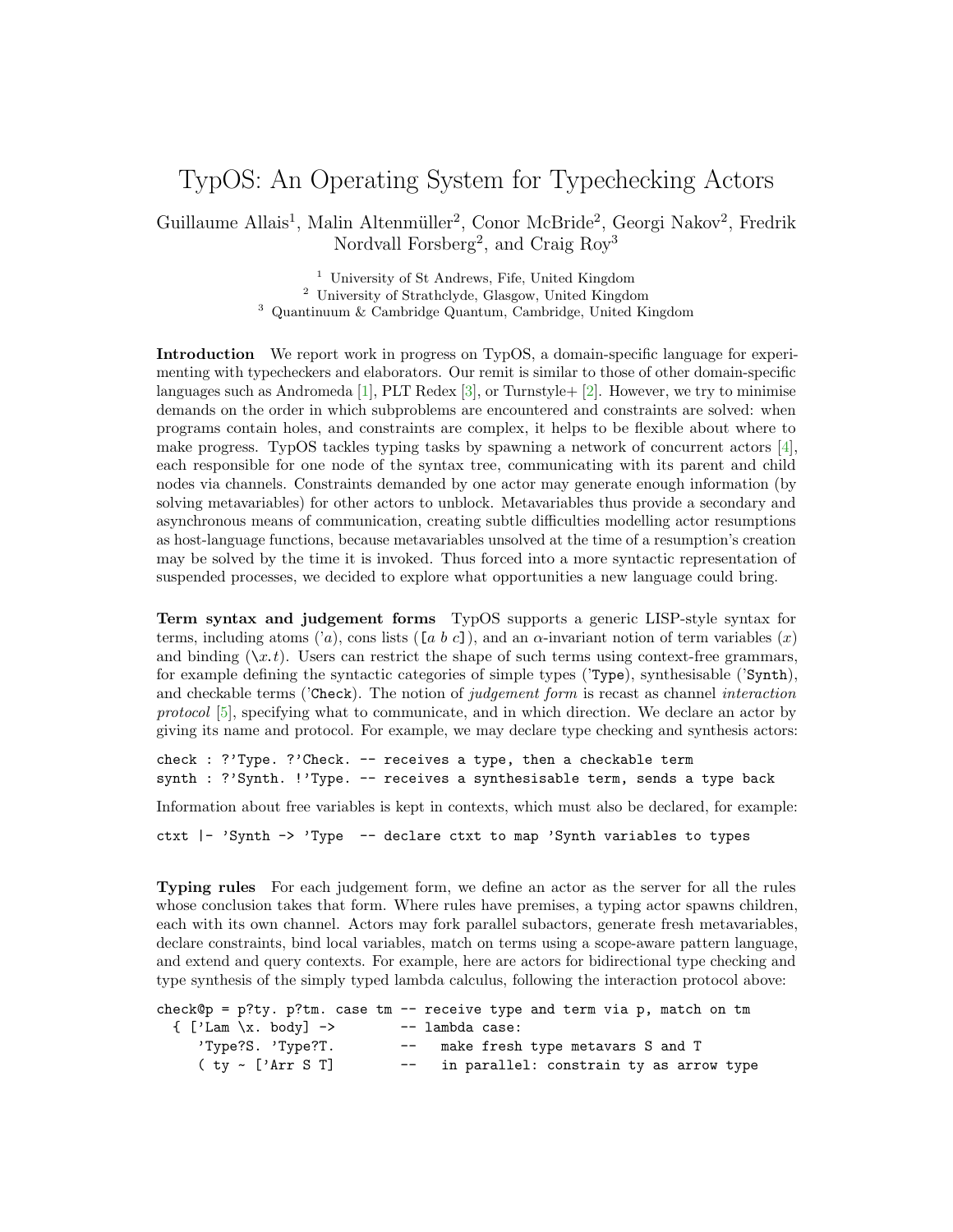# TypOS: An Operating System for Typechecking Actors

Guillaume Allais[1], Malin Altenmüller[2], Conor McBride[2], Georgi Nakov[2], Fredrik Nordvall Forsberg[2], and Craig Roy[3]

[1] University of St Andrews, Fife, United Kingdom
[2] University of Strathclyde, Glasgow, United Kingdom
[3] Quantinuum & Cambridge Quantum, Cambridge, United Kingdom

**Introduction** We report work in progress on TypOS, a domain-specific language for experimenting with typecheckers and elaborators. Our remit is similar to those of other domain-specific languages such as Andromeda [1], PLT Redex [3], or Turnstyle+ [2]. However, we try to minimise demands on the order in which subproblems are encountered and constraints are solved: when programs contain holes, and constraints are complex, it helps to be flexible about where to make progress. TypOS tackles typing tasks by spawning a network of concurrent actors [4], each responsible for one node of the syntax tree, communicating with its parent and child nodes via channels. Constraints demanded by one actor may generate enough information (by solving metavariables) for other actors to unblock. Metavariables thus provide a secondary and asynchronous means of communication, creating subtle difficulties modelling actor resumptions as host-language functions, because metavariables unsolved at the time of a resumption's creation may be solved by the time it is invoked. Thus forced into a more syntactic representation of suspended processes, we decided to explore what opportunities a new language could bring.

**Term syntax and judgement forms** TypOS supports a generic LISP-style syntax for terms, including atoms ('*a*), cons lists (`[`*a b c*`]`), and an $\alpha$-invariant notion of term variables ($x$) and binding ($\backslash x.t$). Users can restrict the shape of such terms using context-free grammars, for example defining the syntactic categories of simple types (`'Type`), synthesisable (`'Synth`), and checkable terms (`'Check`). The notion of *judgement form* is recast as channel *interaction protocol* [5], specifying what to communicate, and in which direction. We declare an actor by giving its name and protocol. For example, we may declare type checking and synthesis actors:

```
check : ?'Type. ?'Check. -- receives a type, then a checkable term
synth : ?'Synth. !'Type. -- receives a synthesisable term, sends a type back
```

Information about free variables is kept in contexts, which must also be declared, for example:

```
ctxt |- 'Synth -> 'Type  -- declare ctxt to map 'Synth variables to types
```

**Typing rules** For each judgement form, we define an actor as the server for all the rules whose conclusion takes that form. Where rules have premises, a typing actor spawns children, each with its own channel. Actors may fork parallel subactors, generate fresh metavariables, declare constraints, bind local variables, match on terms using a scope-aware pattern language, and extend and query contexts. For example, here are actors for bidirectional type checking and type synthesis of the simply typed lambda calculus, following the interaction protocol above:

```
check@p = p?ty. p?tm. case tm -- receive type and term via p, match on tm
  { ['Lam \x. body] ->        -- lambda case:
     'Type?S. 'Type?T.        --   make fresh type metavars S and T
     ( ty ~ ['Arr S T]        --   in parallel: constrain ty as arrow type
```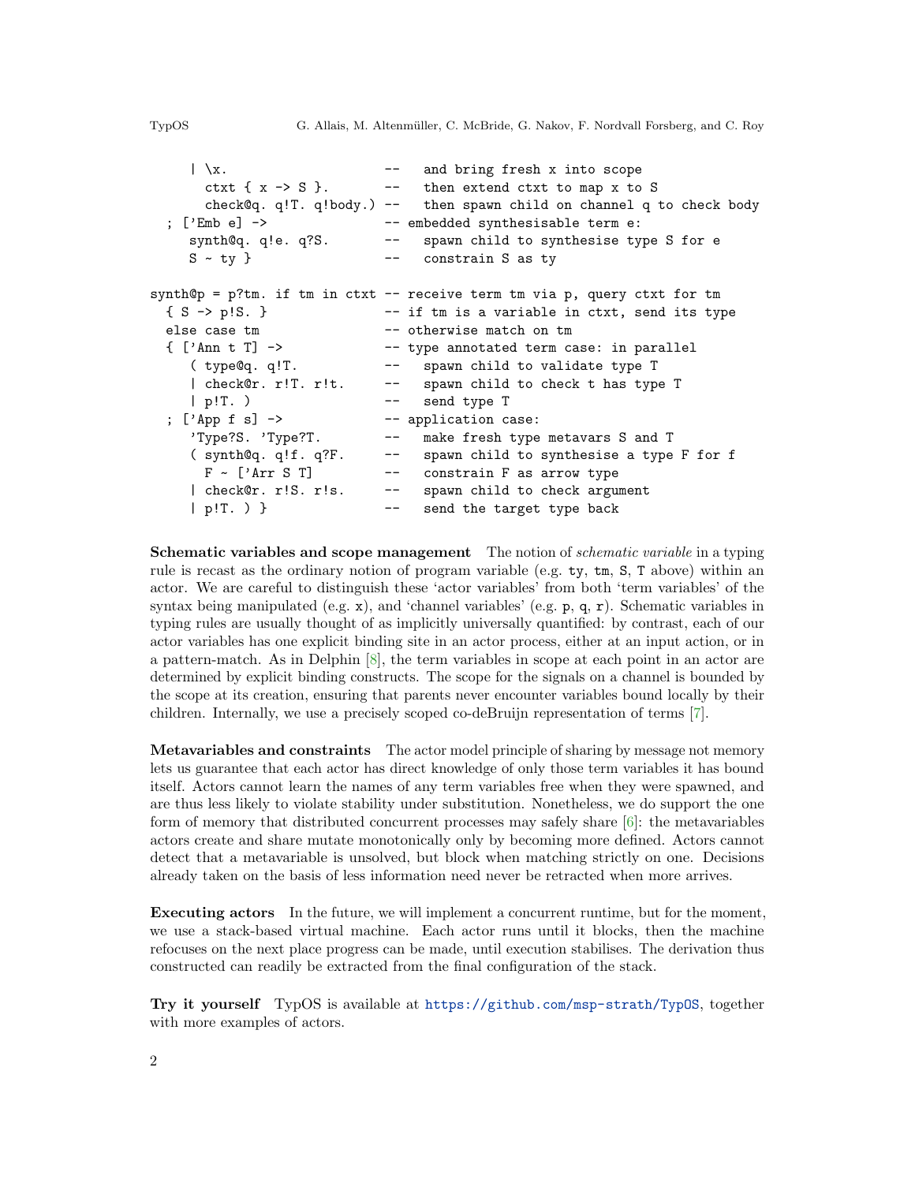```
    | \x.                    --   and bring fresh x into scope
      ctxt { x -> S }.       --   then extend ctxt to map x to S
      check@q. q!T. q!body.) --   then spawn child on channel q to check body
  ; ['Emb e] ->              -- embedded synthesisable term e:
     synth@q. q!e. q?S.      --   spawn child to synthesise type S for e
     S ~ ty }                --   constrain S as ty

synth@p = p?tm. if tm in ctxt -- receive term tm via p, query ctxt for tm
  { S -> p!S. }              -- if tm is a variable in ctxt, send its type
  else case tm               -- otherwise match on tm
  { ['Ann t T] ->            -- type annotated term case: in parallel
     ( type@q. q!T.          --   spawn child to validate type T
     | check@r. r!T. r!t.    --   spawn child to check t has type T
     | p!T. )                --   send type T
  ; ['App f s] ->            -- application case:
     'Type?S. 'Type?T.       --   make fresh type metavars S and T
     ( synth@q. q!f. q?F.    --   spawn child to synthesise a type F for f
       F ~ ['Arr S T]        --   constrain F as arrow type
     | check@r. r!S. r!s.    --   spawn child to check argument
     | p!T. ) }              --   send the target type back
```

**Schematic variables and scope management** The notion of *schematic variable* in a typing rule is recast as the ordinary notion of program variable (e.g. `ty`, `tm`, `S`, `T` above) within an actor. We are careful to distinguish these 'actor variables' from both 'term variables' of the syntax being manipulated (e.g. `x`), and 'channel variables' (e.g. `p`, `q`, `r`). Schematic variables in typing rules are usually thought of as implicitly universally quantified: by contrast, each of our actor variables has one explicit binding site in an actor process, either at an input action, or in a pattern-match. As in Delphin [8], the term variables in scope at each point in an actor are determined by explicit binding constructs. The scope for the signals on a channel is bounded by the scope at its creation, ensuring that parents never encounter variables bound locally by their children. Internally, we use a precisely scoped co-deBruijn representation of terms [7].

**Metavariables and constraints** The actor model principle of sharing by message not memory lets us guarantee that each actor has direct knowledge of only those term variables it has bound itself. Actors cannot learn the names of any term variables free when they were spawned, and are thus less likely to violate stability under substitution. Nonetheless, we do support the one form of memory that distributed concurrent processes may safely share [6]: the metavariables actors create and share mutate monotonically only by becoming more defined. Actors cannot detect that a metavariable is unsolved, but block when matching strictly on one. Decisions already taken on the basis of less information need never be retracted when more arrives.

**Executing actors** In the future, we will implement a concurrent runtime, but for the moment, we use a stack-based virtual machine. Each actor runs until it blocks, then the machine refocuses on the next place progress can be made, until execution stabilises. The derivation thus constructed can readily be extracted from the final configuration of the stack.

**Try it yourself** TypOS is available at https://github.com/msp-strath/TypOS, together with more examples of actors.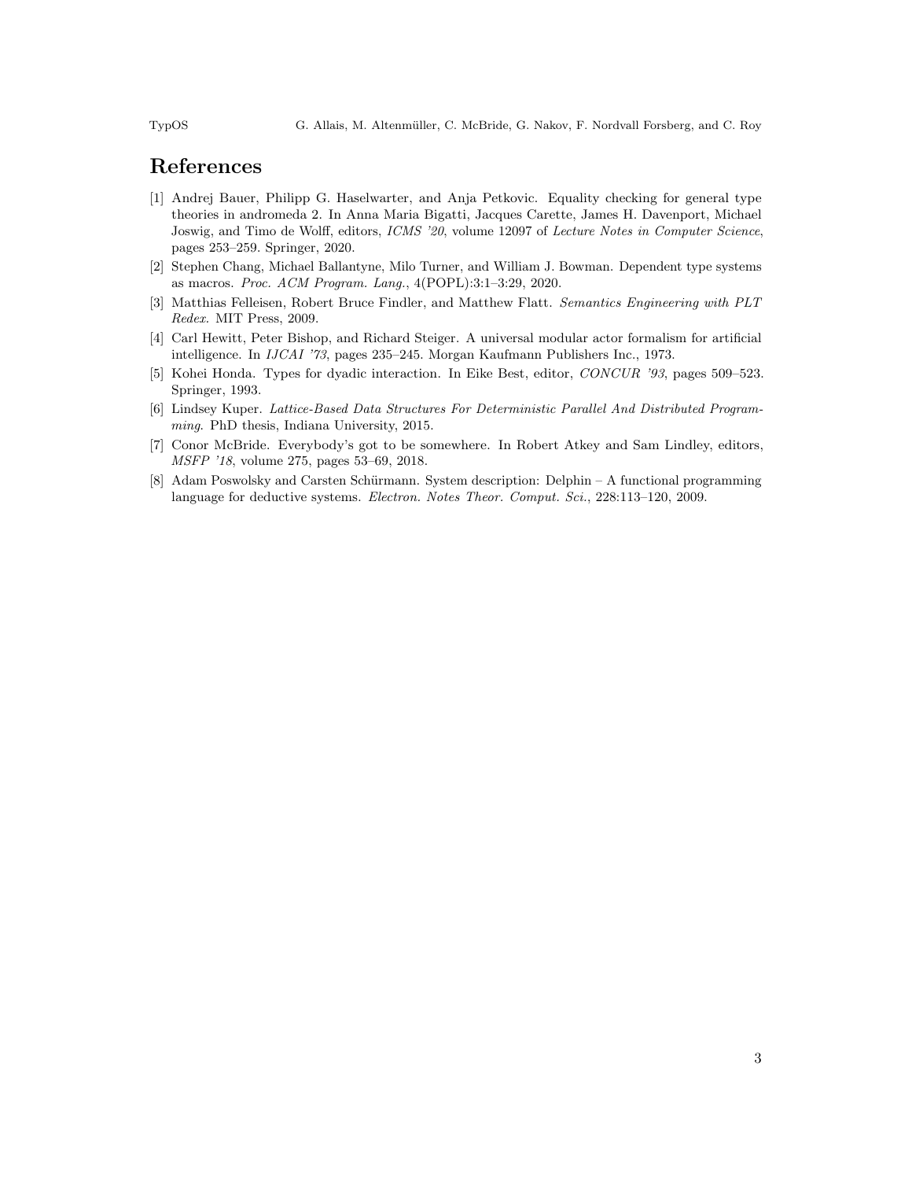# References

[1] Andrej Bauer, Philipp G. Haselwarter, and Anja Petkovic. Equality checking for general type theories in andromeda 2. In Anna Maria Bigatti, Jacques Carette, James H. Davenport, Michael Joswig, and Timo de Wolff, editors, *ICMS '20*, volume 12097 of *Lecture Notes in Computer Science*, pages 253–259. Springer, 2020.

[2] Stephen Chang, Michael Ballantyne, Milo Turner, and William J. Bowman. Dependent type systems as macros. *Proc. ACM Program. Lang.*, 4(POPL):3:1–3:29, 2020.

[3] Matthias Felleisen, Robert Bruce Findler, and Matthew Flatt. *Semantics Engineering with PLT Redex*. MIT Press, 2009.

[4] Carl Hewitt, Peter Bishop, and Richard Steiger. A universal modular actor formalism for artificial intelligence. In *IJCAI '73*, pages 235–245. Morgan Kaufmann Publishers Inc., 1973.

[5] Kohei Honda. Types for dyadic interaction. In Eike Best, editor, *CONCUR '93*, pages 509–523. Springer, 1993.

[6] Lindsey Kuper. *Lattice-Based Data Structures For Deterministic Parallel And Distributed Programming*. PhD thesis, Indiana University, 2015.

[7] Conor McBride. Everybody's got to be somewhere. In Robert Atkey and Sam Lindley, editors, *MSFP '18*, volume 275, pages 53–69, 2018.

[8] Adam Poswolsky and Carsten Schürmann. System description: Delphin – A functional programming language for deductive systems. *Electron. Notes Theor. Comput. Sci.*, 228:113–120, 2009.